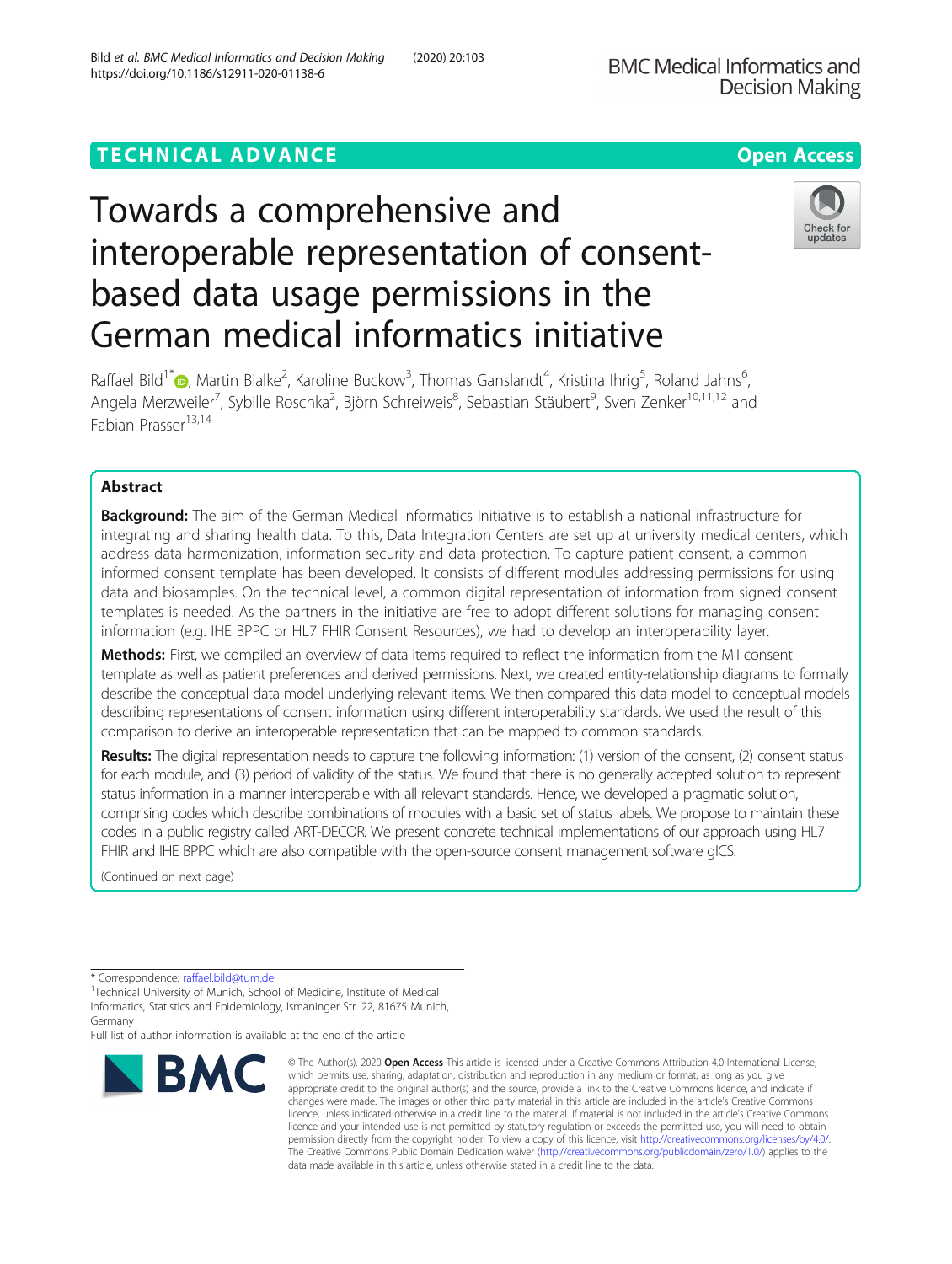TECHNICAL ADVANCE

Open Access

# Towards a comprehensive and interoperable representation of consent-based data usage permissions in the German medical informatics initiative

Raffael Bild[1*], Martin Bialke[2], Karoline Buckow[3], Thomas Ganslandt[4], Kristina Ihrig[5], Roland Jahns[6], Angela Merzweiler[7], Sybille Roschka[2], Björn Schreiweis[8], Sebastian Stäubert[9], Sven Zenker[10,11,12] and Fabian Prasser[13,14]

## Abstract

**Background:** The aim of the German Medical Informatics Initiative is to establish a national infrastructure for integrating and sharing health data. To this, Data Integration Centers are set up at university medical centers, which address data harmonization, information security and data protection. To capture patient consent, a common informed consent template has been developed. It consists of different modules addressing permissions for using data and biosamples. On the technical level, a common digital representation of information from signed consent templates is needed. As the partners in the initiative are free to adopt different solutions for managing consent information (e.g. IHE BPPC or HL7 FHIR Consent Resources), we had to develop an interoperability layer.

**Methods:** First, we compiled an overview of data items required to reflect the information from the MII consent template as well as patient preferences and derived permissions. Next, we created entity-relationship diagrams to formally describe the conceptual data model underlying relevant items. We then compared this data model to conceptual models describing representations of consent information using different interoperability standards. We used the result of this comparison to derive an interoperable representation that can be mapped to common standards.

**Results:** The digital representation needs to capture the following information: (1) version of the consent, (2) consent status for each module, and (3) period of validity of the status. We found that there is no generally accepted solution to represent status information in a manner interoperable with all relevant standards. Hence, we developed a pragmatic solution, comprising codes which describe combinations of modules with a basic set of status labels. We propose to maintain these codes in a public registry called ART-DECOR. We present concrete technical implementations of our approach using HL7 FHIR and IHE BPPC which are also compatible with the open-source consent management software gICS.

(Continued on next page)

* Correspondence: raffael.bild@tum.de

[1]Technical University of Munich, School of Medicine, Institute of Medical Informatics, Statistics and Epidemiology, Ismaninger Str. 22, 81675 Munich, Germany

Full list of author information is available at the end of the article

© The Author(s). 2020 **Open Access** This article is licensed under a Creative Commons Attribution 4.0 International License, which permits use, sharing, adaptation, distribution and reproduction in any medium or format, as long as you give appropriate credit to the original author(s) and the source, provide a link to the Creative Commons licence, and indicate if changes were made. The images or other third party material in this article are included in the article's Creative Commons licence, unless indicated otherwise in a credit line to the material. If material is not included in the article's Creative Commons licence and your intended use is not permitted by statutory regulation or exceeds the permitted use, you will need to obtain permission directly from the copyright holder. To view a copy of this licence, visit http://creativecommons.org/licenses/by/4.0/. The Creative Commons Public Domain Dedication waiver (http://creativecommons.org/publicdomain/zero/1.0/) applies to the data made available in this article, unless otherwise stated in a credit line to the data.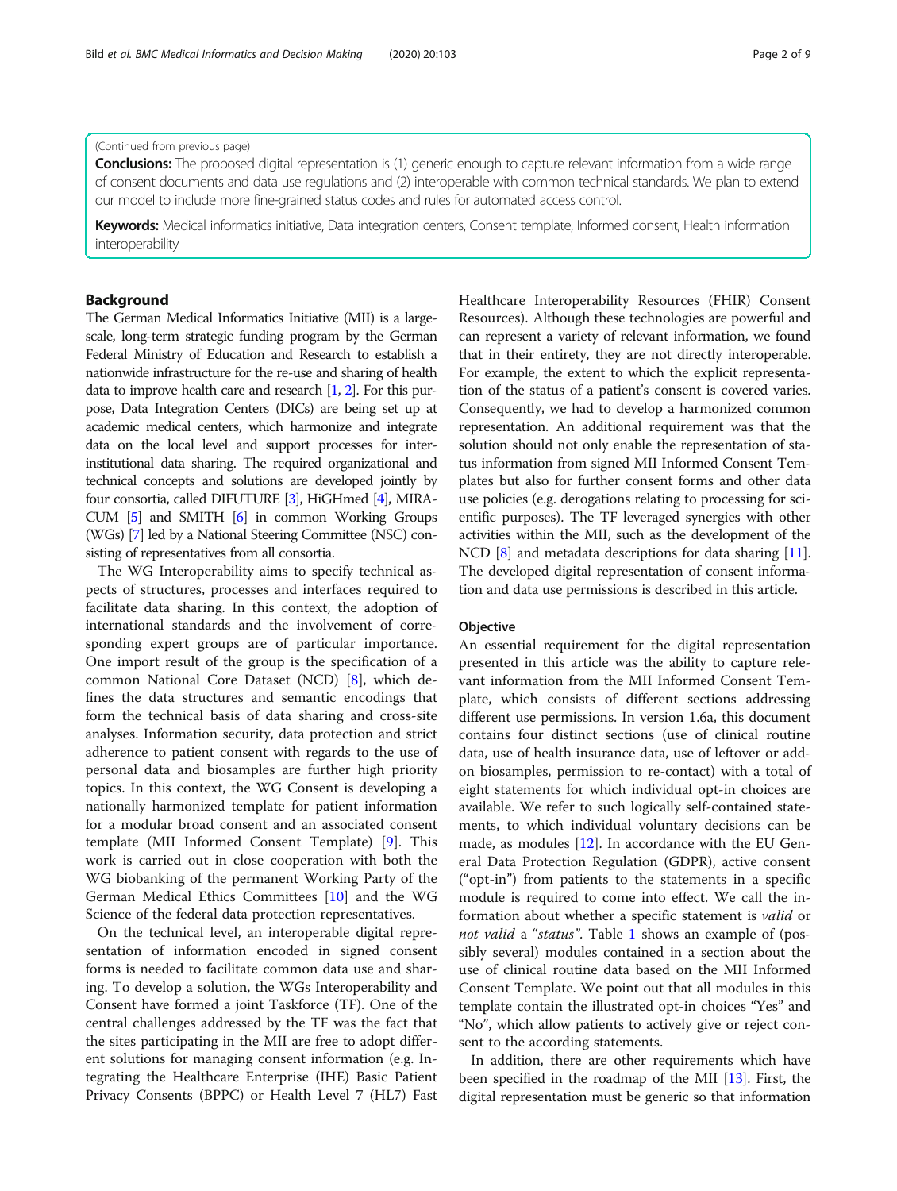(Continued from previous page)

**Conclusions:** The proposed digital representation is (1) generic enough to capture relevant information from a wide range of consent documents and data use regulations and (2) interoperable with common technical standards. We plan to extend our model to include more fine-grained status codes and rules for automated access control.

**Keywords:** Medical informatics initiative, Data integration centers, Consent template, Informed consent, Health information interoperability

## Background

The German Medical Informatics Initiative (MII) is a large-scale, long-term strategic funding program by the German Federal Ministry of Education and Research to establish a nationwide infrastructure for the re-use and sharing of health data to improve health care and research [1, 2]. For this purpose, Data Integration Centers (DICs) are being set up at academic medical centers, which harmonize and integrate data on the local level and support processes for inter-institutional data sharing. The required organizational and technical concepts and solutions are developed jointly by four consortia, called DIFUTURE [3], HiGHmed [4], MIRACUM [5] and SMITH [6] in common Working Groups (WGs) [7] led by a National Steering Committee (NSC) consisting of representatives from all consortia.

The WG Interoperability aims to specify technical aspects of structures, processes and interfaces required to facilitate data sharing. In this context, the adoption of international standards and the involvement of corresponding expert groups are of particular importance. One import result of the group is the specification of a common National Core Dataset (NCD) [8], which defines the data structures and semantic encodings that form the technical basis of data sharing and cross-site analyses. Information security, data protection and strict adherence to patient consent with regards to the use of personal data and biosamples are further high priority topics. In this context, the WG Consent is developing a nationally harmonized template for patient information for a modular broad consent and an associated consent template (MII Informed Consent Template) [9]. This work is carried out in close cooperation with both the WG biobanking of the permanent Working Party of the German Medical Ethics Committees [10] and the WG Science of the federal data protection representatives.

On the technical level, an interoperable digital representation of information encoded in signed consent forms is needed to facilitate common data use and sharing. To develop a solution, the WGs Interoperability and Consent have formed a joint Taskforce (TF). One of the central challenges addressed by the TF was the fact that the sites participating in the MII are free to adopt different solutions for managing consent information (e.g. Integrating the Healthcare Enterprise (IHE) Basic Patient Privacy Consents (BPPC) or Health Level 7 (HL7) Fast Healthcare Interoperability Resources (FHIR) Consent Resources). Although these technologies are powerful and can represent a variety of relevant information, we found that in their entirety, they are not directly interoperable. For example, the extent to which the explicit representation of the status of a patient's consent is covered varies. Consequently, we had to develop a harmonized common representation. An additional requirement was that the solution should not only enable the representation of status information from signed MII Informed Consent Templates but also for further consent forms and other data use policies (e.g. derogations relating to processing for scientific purposes). The TF leveraged synergies with other activities within the MII, such as the development of the NCD [8] and metadata descriptions for data sharing [11]. The developed digital representation of consent information and data use permissions is described in this article.

### Objective

An essential requirement for the digital representation presented in this article was the ability to capture relevant information from the MII Informed Consent Template, which consists of different sections addressing different use permissions. In version 1.6a, this document contains four distinct sections (use of clinical routine data, use of health insurance data, use of leftover or add-on biosamples, permission to re-contact) with a total of eight statements for which individual opt-in choices are available. We refer to such logically self-contained statements, to which individual voluntary decisions can be made, as modules [12]. In accordance with the EU General Data Protection Regulation (GDPR), active consent ("opt-in") from patients to the statements in a specific module is required to come into effect. We call the information about whether a specific statement is *valid* or *not valid* a "*status*". Table 1 shows an example of (possibly several) modules contained in a section about the use of clinical routine data based on the MII Informed Consent Template. We point out that all modules in this template contain the illustrated opt-in choices "Yes" and "No", which allow patients to actively give or reject consent to the according statements.

In addition, there are other requirements which have been specified in the roadmap of the MII [13]. First, the digital representation must be generic so that information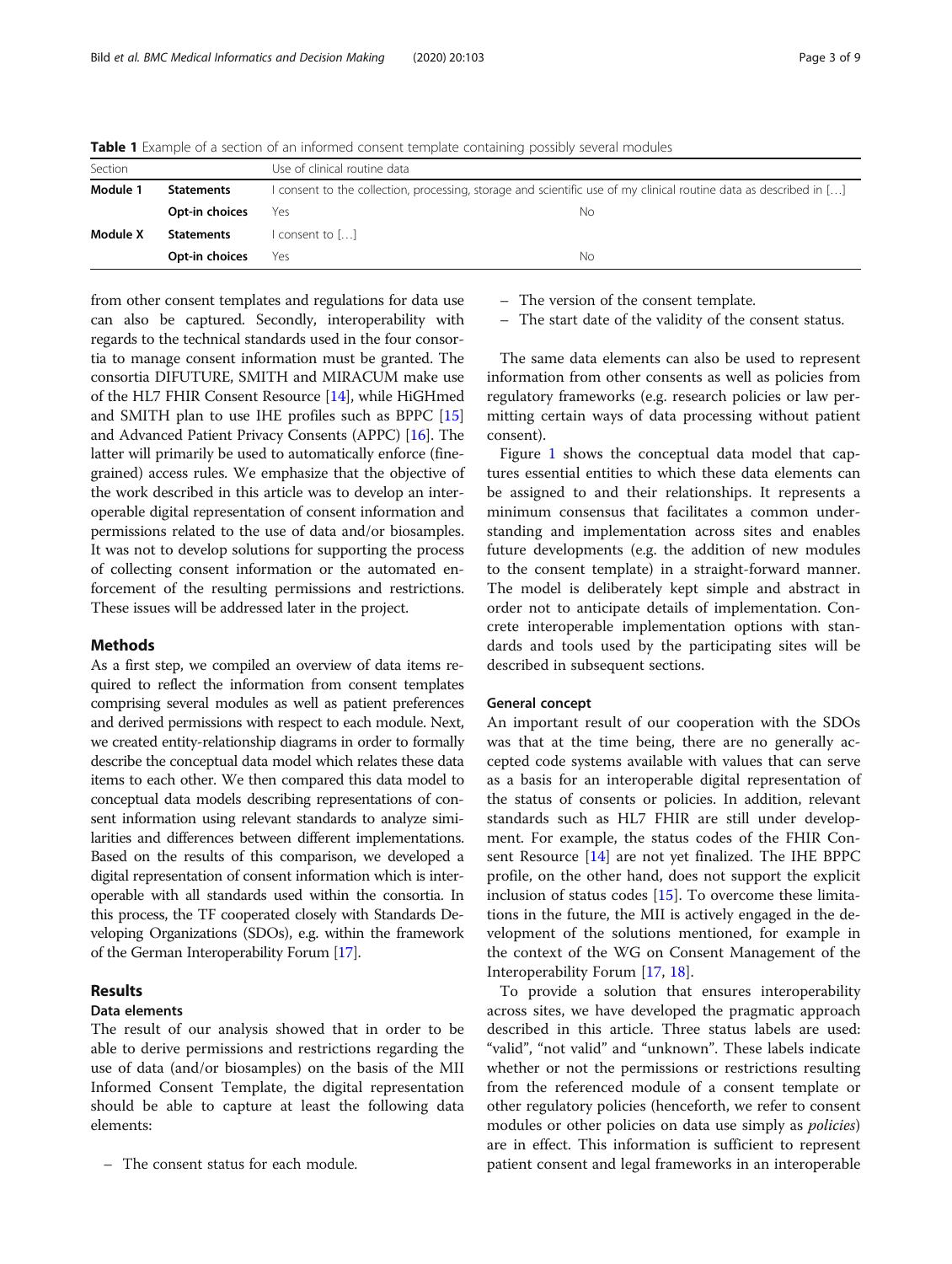**Table 1** Example of a section of an informed consent template containing possibly several modules

| Section | | Use of clinical routine data | |
|---|---|---|---|
| **Module 1** | **Statements** | I consent to the collection, processing, storage and scientific use of my clinical routine data as described in […] | |
| | **Opt-in choices** | Yes | No |
| **Module X** | **Statements** | I consent to […] | |
| | **Opt-in choices** | Yes | No |

from other consent templates and regulations for data use can also be captured. Secondly, interoperability with regards to the technical standards used in the four consortia to manage consent information must be granted. The consortia DIFUTURE, SMITH and MIRACUM make use of the HL7 FHIR Consent Resource [14], while HiGHmed and SMITH plan to use IHE profiles such as BPPC [15] and Advanced Patient Privacy Consents (APPC) [16]. The latter will primarily be used to automatically enforce (fine-grained) access rules. We emphasize that the objective of the work described in this article was to develop an interoperable digital representation of consent information and permissions related to the use of data and/or biosamples. It was not to develop solutions for supporting the process of collecting consent information or the automated enforcement of the resulting permissions and restrictions. These issues will be addressed later in the project.

## Methods

As a first step, we compiled an overview of data items required to reflect the information from consent templates comprising several modules as well as patient preferences and derived permissions with respect to each module. Next, we created entity-relationship diagrams in order to formally describe the conceptual data model which relates these data items to each other. We then compared this data model to conceptual data models describing representations of consent information using relevant standards to analyze similarities and differences between different implementations. Based on the results of this comparison, we developed a digital representation of consent information which is interoperable with all standards used within the consortia. In this process, the TF cooperated closely with Standards Developing Organizations (SDOs), e.g. within the framework of the German Interoperability Forum [17].

## Results

### Data elements

The result of our analysis showed that in order to be able to derive permissions and restrictions regarding the use of data (and/or biosamples) on the basis of the MII Informed Consent Template, the digital representation should be able to capture at least the following data elements:

– The consent status for each module.
– The version of the consent template.
– The start date of the validity of the consent status.

The same data elements can also be used to represent information from other consents as well as policies from regulatory frameworks (e.g. research policies or law permitting certain ways of data processing without patient consent).

Figure 1 shows the conceptual data model that captures essential entities to which these data elements can be assigned to and their relationships. It represents a minimum consensus that facilitates a common understanding and implementation across sites and enables future developments (e.g. the addition of new modules to the consent template) in a straight-forward manner. The model is deliberately kept simple and abstract in order not to anticipate details of implementation. Concrete interoperable implementation options with standards and tools used by the participating sites will be described in subsequent sections.

### General concept

An important result of our cooperation with the SDOs was that at the time being, there are no generally accepted code systems available with values that can serve as a basis for an interoperable digital representation of the status of consents or policies. In addition, relevant standards such as HL7 FHIR are still under development. For example, the status codes of the FHIR Consent Resource [14] are not yet finalized. The IHE BPPC profile, on the other hand, does not support the explicit inclusion of status codes [15]. To overcome these limitations in the future, the MII is actively engaged in the development of the solutions mentioned, for example in the context of the WG on Consent Management of the Interoperability Forum [17, 18].

To provide a solution that ensures interoperability across sites, we have developed the pragmatic approach described in this article. Three status labels are used: "valid", "not valid" and "unknown". These labels indicate whether or not the permissions or restrictions resulting from the referenced module of a consent template or other regulatory policies (henceforth, we refer to consent modules or other policies on data use simply as *policies*) are in effect. This information is sufficient to represent patient consent and legal frameworks in an interoperable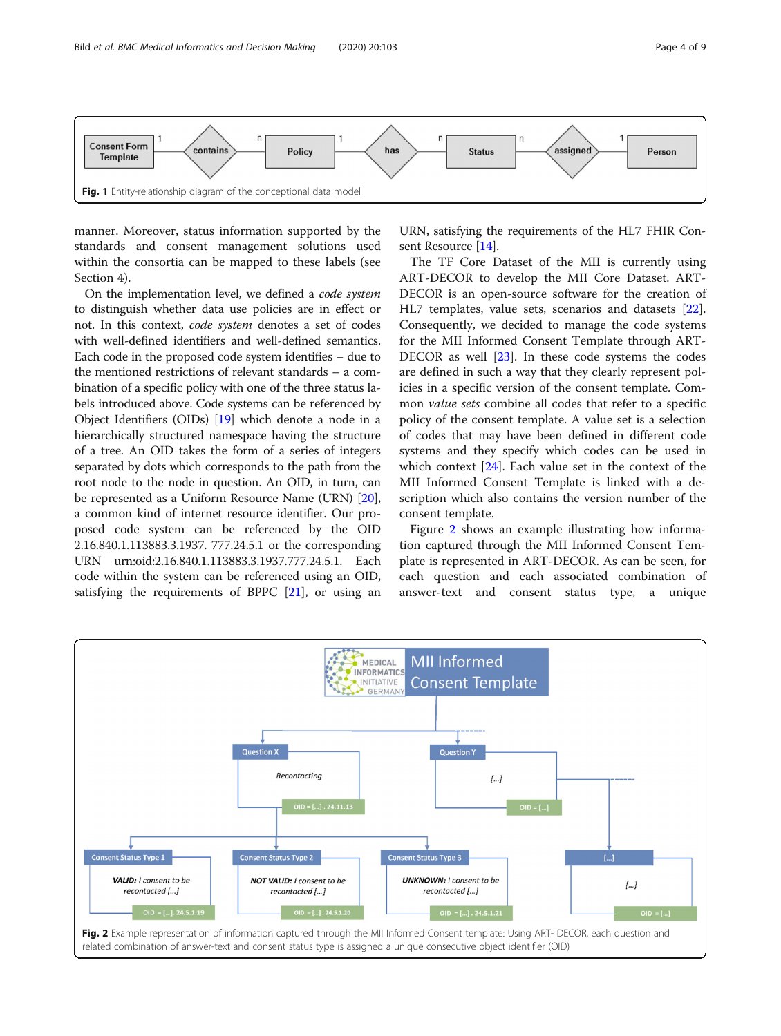Fig. 1 Entity-relationship diagram of the conceptional data model

manner. Moreover, status information supported by the standards and consent management solutions used within the consortia can be mapped to these labels (see Section 4).

On the implementation level, we defined a *code system* to distinguish whether data use policies are in effect or not. In this context, *code system* denotes a set of codes with well-defined identifiers and well-defined semantics. Each code in the proposed code system identifies – due to the mentioned restrictions of relevant standards – a combination of a specific policy with one of the three status labels introduced above. Code systems can be referenced by Object Identifiers (OIDs) [19] which denote a node in a hierarchically structured namespace having the structure of a tree. An OID takes the form of a series of integers separated by dots which corresponds to the path from the root node to the node in question. An OID, in turn, can be represented as a Uniform Resource Name (URN) [20], a common kind of internet resource identifier. Our proposed code system can be referenced by the OID 2.16.840.1.113883.3.1937. 777.24.5.1 or the corresponding URN urn:oid:2.16.840.1.113883.3.1937.777.24.5.1. Each code within the system can be referenced using an OID, satisfying the requirements of BPPC [21], or using an URN, satisfying the requirements of the HL7 FHIR Consent Resource [14].

The TF Core Dataset of the MII is currently using ART-DECOR to develop the MII Core Dataset. ART-DECOR is an open-source software for the creation of HL7 templates, value sets, scenarios and datasets [22]. Consequently, we decided to manage the code systems for the MII Informed Consent Template through ART-DECOR as well [23]. In these code systems the codes are defined in such a way that they clearly represent policies in a specific version of the consent template. Common *value sets* combine all codes that refer to a specific policy of the consent template. A value set is a selection of codes that may have been defined in different code systems and they specify which codes can be used in which context [24]. Each value set in the context of the MII Informed Consent Template is linked with a description which also contains the version number of the consent template.

Figure 2 shows an example illustrating how information captured through the MII Informed Consent Template is represented in ART-DECOR. As can be seen, for each question and each associated combination of answer-text and consent status type, a unique

Fig. 2 Example representation of information captured through the MII Informed Consent template: Using ART- DECOR, each question and related combination of answer-text and consent status type is assigned a unique consecutive object identifier (OID)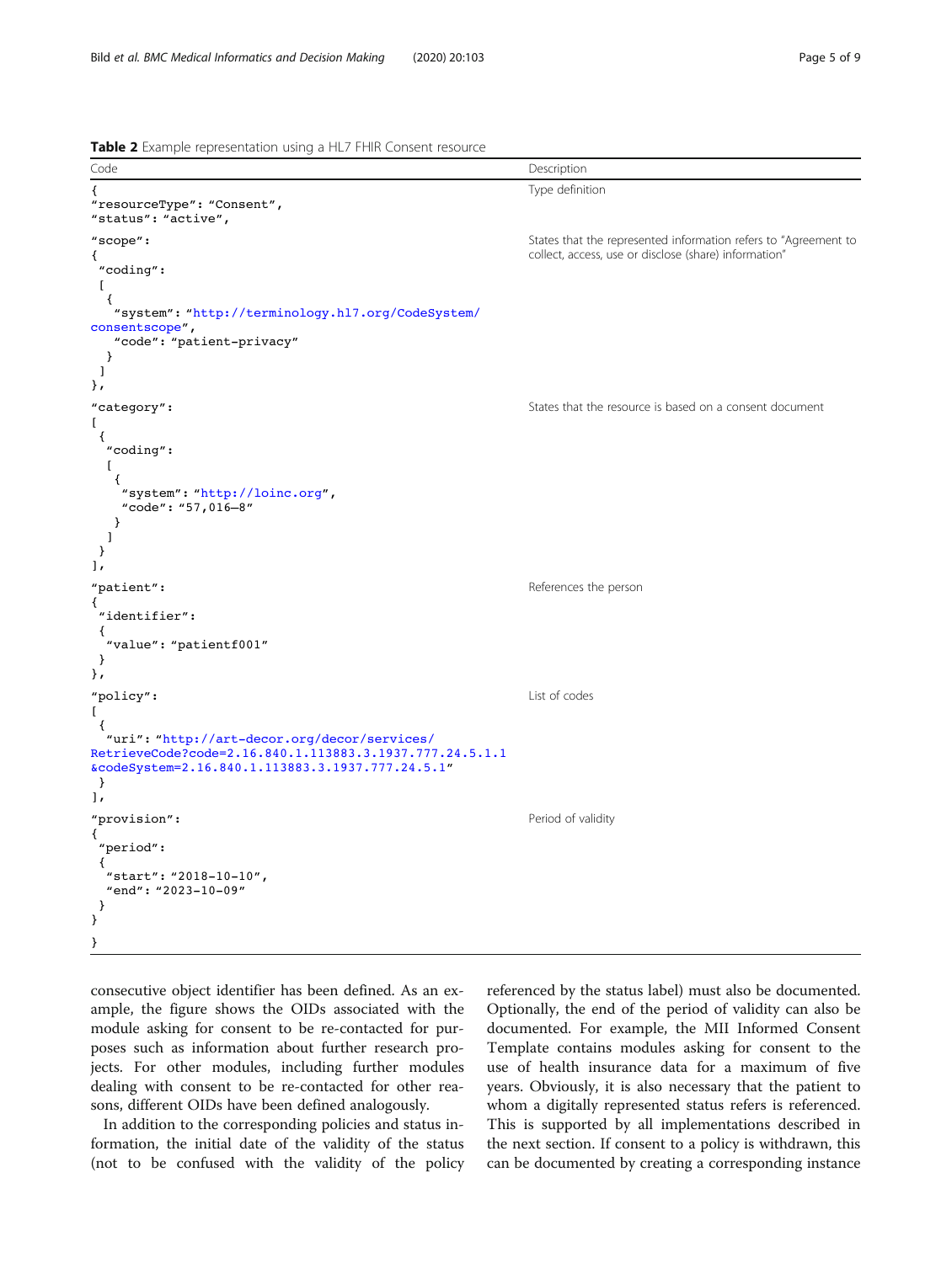**Table 2** Example representation using a HL7 FHIR Consent resource

| Code | Description |
| --- | --- |
| `{`<br>`"resourceType": "Consent",`<br>`"status": "active",` | Type definition |
| `"scope":`<br>`{`<br>` "coding":`<br>` [`<br>`  {`<br>`   "system": "http://terminology.hl7.org/CodeSystem/consentscope",`<br>`   "code": "patient-privacy"`<br>`  }`<br>` ]`<br>`},` | States that the represented information refers to "Agreement to collect, access, use or disclose (share) information" |
| `"category":`<br>`[`<br>` {`<br>`  "coding":`<br>`  [`<br>`   {`<br>`    "system": "http://loinc.org",`<br>`    "code": "57,016–8"`<br>`   }`<br>`  ]`<br>` }`<br>`],` | States that the resource is based on a consent document |
| `"patient":`<br>`{`<br>` "identifier":`<br>` {`<br>`  "value": "patientf001"`<br>` }`<br>`},` | References the person |
| `"policy":`<br>`[`<br>` {`<br>`  "uri": "http://art-decor.org/decor/services/RetrieveCode?code=2.16.840.1.113883.3.1937.777.24.5.1.1&codeSystem=2.16.840.1.113883.3.1937.777.24.5.1"`<br>` }`<br>`],` | List of codes |
| `"provision":`<br>`{`<br>` "period":`<br>` {`<br>`  "start": "2018-10-10",`<br>`  "end": "2023-10-09"`<br>` }`<br>`}`<br>`}` | Period of validity |

consecutive object identifier has been defined. As an example, the figure shows the OIDs associated with the module asking for consent to be re-contacted for purposes such as information about further research projects. For other modules, including further modules dealing with consent to be re-contacted for other reasons, different OIDs have been defined analogously.

In addition to the corresponding policies and status information, the initial date of the validity of the status (not to be confused with the validity of the policy referenced by the status label) must also be documented. Optionally, the end of the period of validity can also be documented. For example, the MII Informed Consent Template contains modules asking for consent to the use of health insurance data for a maximum of five years. Obviously, it is also necessary that the patient to whom a digitally represented status refers is referenced. This is supported by all implementations described in the next section. If consent to a policy is withdrawn, this can be documented by creating a corresponding instance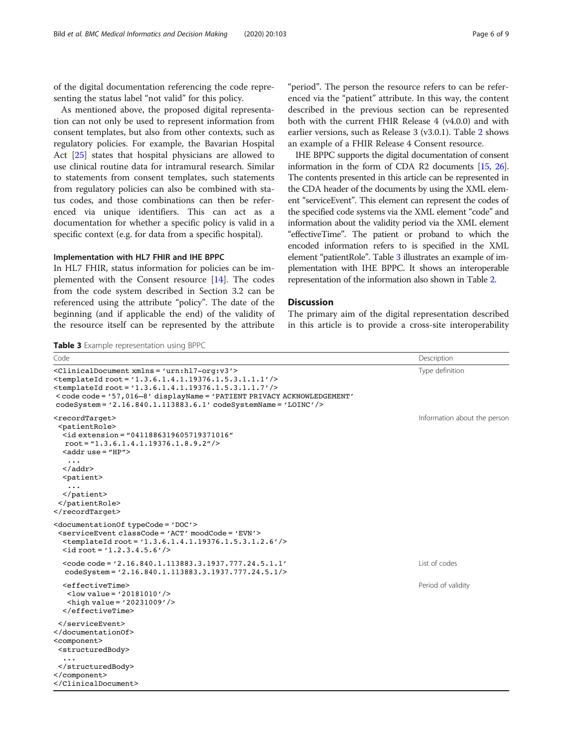of the digital documentation referencing the code representing the status label "not valid" for this policy.

As mentioned above, the proposed digital representation can not only be used to represent information from consent templates, but also from other contexts, such as regulatory policies. For example, the Bavarian Hospital Act [25] states that hospital physicians are allowed to use clinical routine data for intramural research. Similar to statements from consent templates, such statements from regulatory policies can also be combined with status codes, and those combinations can then be referenced via unique identifiers. This can act as a documentation for whether a specific policy is valid in a specific context (e.g. for data from a specific hospital).

### Implementation with HL7 FHIR and IHE BPPC

In HL7 FHIR, status information for policies can be implemented with the Consent resource [14]. The codes from the code system described in Section 3.2 can be referenced using the attribute "policy". The date of the beginning (and if applicable the end) of the validity of the resource itself can be represented by the attribute "period". The person the resource refers to can be referenced via the "patient" attribute. In this way, the content described in the previous section can be represented both with the current FHIR Release 4 (v4.0.0) and with earlier versions, such as Release 3 (v3.0.1). Table 2 shows an example of a FHIR Release 4 Consent resource.

IHE BPPC supports the digital documentation of consent information in the form of CDA R2 documents [15, 26]. The contents presented in this article can be represented in the CDA header of the documents by using the XML element "serviceEvent". This element can represent the codes of the specified code systems via the XML element "code" and information about the validity period via the XML element "effectiveTime". The patient or proband to which the encoded information refers to is specified in the XML element "patientRole". Table 3 illustrates an example of implementation with IHE BPPC. It shows an interoperable representation of the information also shown in Table 2.

## Discussion

The primary aim of the digital representation described in this article is to provide a cross-site interoperability

**Table 3** Example representation using BPPC

| Code | Description |
|---|---|
| `<ClinicalDocument xmlns = 'urn:hl7-org:v3'>`<br>`<templateId root = '1.3.6.1.4.1.19376.1.5.3.1.1.1'/>`<br>`<templateId root = '1.3.6.1.4.1.19376.1.5.3.1.1.7'/>`<br>`<code code = '57,016–8' displayName = 'PATIENT PRIVACY ACKNOWLEDGEMENT'`<br>`codeSystem = '2.16.840.1.113883.6.1' codeSystemName = 'LOINC'/>` | Type definition |
| `<recordTarget>`<br>`<patientRole>`<br>`<id extension = "0411886319605719371016"`<br>`root = "1.3.6.1.4.1.19376.1.8.9.2"/>`<br>`<addr use = "HP">`<br>`...`<br>`</addr>`<br>`<patient>`<br>`...`<br>`</patient>`<br>`</patientRole>`<br>`</recordTarget>` | Information about the person |
| `<documentationOf typeCode = 'DOC'>`<br>`<serviceEvent classCode = 'ACT' moodCode = 'EVN'>`<br>`<templateId root = '1.3.6.1.4.1.19376.1.5.3.1.2.6'/>`<br>`<id root = '1.2.3.4.5.6'/>` | |
| `<code code = '2.16.840.1.113883.3.1937.777.24.5.1.1'`<br>`codeSystem = '2.16.840.1.113883.3.1937.777.24.5.1/>` | List of codes |
| `<effectiveTime>`<br>`<low value = '20181010'/>`<br>`<high value = '20231009'/>`<br>`</effectiveTime>` | Period of validity |
| `</serviceEvent>`<br>`</documentationOf>`<br>`<component>`<br>`<structuredBody>`<br>`...`<br>`</structuredBody>`<br>`</component>`<br>`</ClinicalDocument>` | |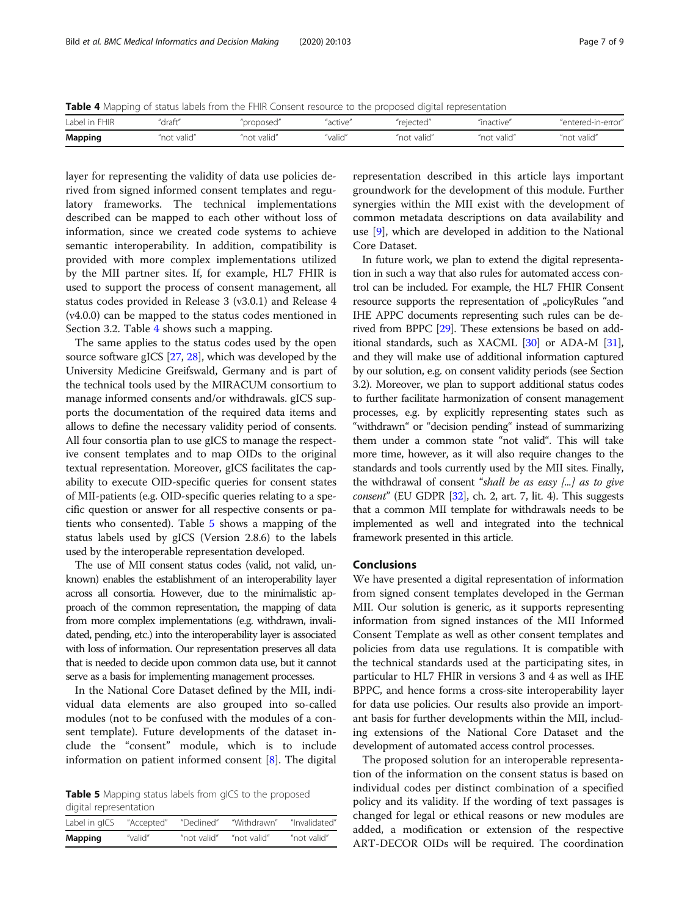**Table 4** Mapping of status labels from the FHIR Consent resource to the proposed digital representation

| Label in FHIR | "draft" | "proposed" | "active" | "rejected" | "inactive" | "entered-in-error" |
|---|---|---|---|---|---|---|
| **Mapping** | "not valid" | "not valid" | "valid" | "not valid" | "not valid" | "not valid" |

layer for representing the validity of data use policies derived from signed informed consent templates and regulatory frameworks. The technical implementations described can be mapped to each other without loss of information, since we created code systems to achieve semantic interoperability. In addition, compatibility is provided with more complex implementations utilized by the MII partner sites. If, for example, HL7 FHIR is used to support the process of consent management, all status codes provided in Release 3 (v3.0.1) and Release 4 (v4.0.0) can be mapped to the status codes mentioned in Section 3.2. Table 4 shows such a mapping.

The same applies to the status codes used by the open source software gICS [27, 28], which was developed by the University Medicine Greifswald, Germany and is part of the technical tools used by the MIRACUM consortium to manage informed consents and/or withdrawals. gICS supports the documentation of the required data items and allows to define the necessary validity period of consents. All four consortia plan to use gICS to manage the respective consent templates and to map OIDs to the original textual representation. Moreover, gICS facilitates the capability to execute OID-specific queries for consent states of MII-patients (e.g. OID-specific queries relating to a specific question or answer for all respective consents or patients who consented). Table 5 shows a mapping of the status labels used by gICS (Version 2.8.6) to the labels used by the interoperable representation developed.

The use of MII consent status codes (valid, not valid, unknown) enables the establishment of an interoperability layer across all consortia. However, due to the minimalistic approach of the common representation, the mapping of data from more complex implementations (e.g. withdrawn, invalidated, pending, etc.) into the interoperability layer is associated with loss of information. Our representation preserves all data that is needed to decide upon common data use, but it cannot serve as a basis for implementing management processes.

In the National Core Dataset defined by the MII, individual data elements are also grouped into so-called modules (not to be confused with the modules of a consent template). Future developments of the dataset include the "consent" module, which is to include information on patient informed consent [8]. The digital representation described in this article lays important groundwork for the development of this module. Further synergies within the MII exist with the development of common metadata descriptions on data availability and use [9], which are developed in addition to the National Core Dataset.

**Table 5** Mapping status labels from gICS to the proposed digital representation

| Label in gICS | "Accepted" | "Declined" | "Withdrawn" | "Invalidated" |
|---|---|---|---|---|
| **Mapping** | "valid" | "not valid" | "not valid" | "not valid" |

In future work, we plan to extend the digital representation in such a way that also rules for automated access control can be included. For example, the HL7 FHIR Consent resource supports the representation of „policyRules "and IHE APPC documents representing such rules can be derived from BPPC [29]. These extensions be based on additional standards, such as XACML [30] or ADA-M [31], and they will make use of additional information captured by our solution, e.g. on consent validity periods (see Section 3.2). Moreover, we plan to support additional status codes to further facilitate harmonization of consent management processes, e.g. by explicitly representing states such as "withdrawn" or "decision pending" instead of summarizing them under a common state "not valid". This will take more time, however, as it will also require changes to the standards and tools currently used by the MII sites. Finally, the withdrawal of consent "*shall be as easy [...] as to give consent*" (EU GDPR [32], ch. 2, art. 7, lit. 4). This suggests that a common MII template for withdrawals needs to be implemented as well and integrated into the technical framework presented in this article.

## Conclusions

We have presented a digital representation of information from signed consent templates developed in the German MII. Our solution is generic, as it supports representing information from signed instances of the MII Informed Consent Template as well as other consent templates and policies from data use regulations. It is compatible with the technical standards used at the participating sites, in particular to HL7 FHIR in versions 3 and 4 as well as IHE BPPC, and hence forms a cross-site interoperability layer for data use policies. Our results also provide an important basis for further developments within the MII, including extensions of the National Core Dataset and the development of automated access control processes.

The proposed solution for an interoperable representation of the information on the consent status is based on individual codes per distinct combination of a specified policy and its validity. If the wording of text passages is changed for legal or ethical reasons or new modules are added, a modification or extension of the respective ART-DECOR OIDs will be required. The coordination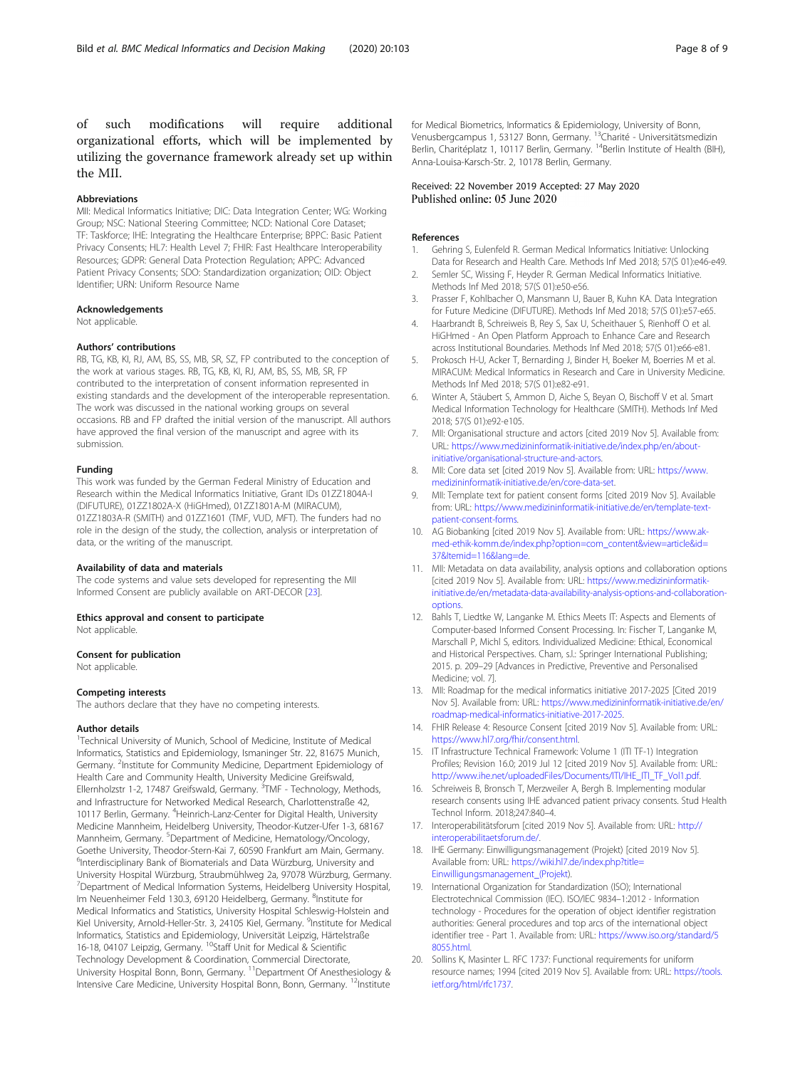of such modifications will require additional organizational efforts, which will be implemented by utilizing the governance framework already set up within the MII.

### Abbreviations

MII: Medical Informatics Initiative; DIC: Data Integration Center; WG: Working Group; NSC: National Steering Committee; NCD: National Core Dataset; TF: Taskforce; IHE: Integrating the Healthcare Enterprise; BPPC: Basic Patient Privacy Consents; HL7: Health Level 7; FHIR: Fast Healthcare Interoperability Resources; GDPR: General Data Protection Regulation; APPC: Advanced Patient Privacy Consents; SDO: Standardization organization; OID: Object Identifier; URN: Uniform Resource Name

### Acknowledgements

Not applicable.

### Authors' contributions

RB, TG, KB, KI, RJ, AM, BS, SS, MB, SR, SZ, FP contributed to the conception of the work at various stages. RB, TG, KB, KI, RJ, AM, BS, SS, MB, SR, FP contributed to the interpretation of consent information represented in existing standards and the development of the interoperable representation. The work was discussed in the national working groups on several occasions. RB and FP drafted the initial version of the manuscript. All authors have approved the final version of the manuscript and agree with its submission.

### Funding

This work was funded by the German Federal Ministry of Education and Research within the Medical Informatics Initiative, Grant IDs 01ZZ1804A-I (DIFUTURE), 01ZZ1802A-X (HiGHmed), 01ZZ1801A-M (MIRACUM), 01ZZ1803A-R (SMITH) and 01ZZ1601 (TMF, VUD, MFT). The funders had no role in the design of the study, the collection, analysis or interpretation of data, or the writing of the manuscript.

### Availability of data and materials

The code systems and value sets developed for representing the MII Informed Consent are publicly available on ART-DECOR [23].

### Ethics approval and consent to participate

Not applicable.

### Consent for publication

Not applicable.

### Competing interests

The authors declare that they have no competing interests.

### Author details

[1]Technical University of Munich, School of Medicine, Institute of Medical Informatics, Statistics and Epidemiology, Ismaninger Str. 22, 81675 Munich, Germany. [2]Institute for Community Medicine, Department Epidemiology of Health Care and Community Health, University Medicine Greifswald, Ellernholzstr 1-2, 17487 Greifswald, Germany. [3]TMF - Technology, Methods, and Infrastructure for Networked Medical Research, Charlottenstraße 42, 10117 Berlin, Germany. [4]Heinrich-Lanz-Center for Digital Health, University Medicine Mannheim, Heidelberg University, Theodor-Kutzer-Ufer 1-3, 68167 Mannheim, Germany. [5]Department of Medicine, Hematology/Oncology, Goethe University, Theodor-Stern-Kai 7, 60590 Frankfurt am Main, Germany. [6]Interdisciplinary Bank of Biomaterials and Data Würzburg, University and University Hospital Würzburg, Straubmühlweg 2a, 97078 Würzburg, Germany. [7]Department of Medical Information Systems, Heidelberg University Hospital, Im Neuenheimer Feld 130.3, 69120 Heidelberg, Germany. [8]Institute for Medical Informatics and Statistics, University Hospital Schleswig-Holstein and Kiel University, Arnold-Heller-Str. 3, 24105 Kiel, Germany. [9]Institute for Medical Informatics, Statistics and Epidemiology, Universität Leipzig, Härtelstraße 16-18, 04107 Leipzig, Germany. [10]Staff Unit for Medical & Scientific Technology Development & Coordination, Commercial Directorate, University Hospital Bonn, Bonn, Germany. [11]Department Of Anesthesiology & Intensive Care Medicine, University Hospital Bonn, Bonn, Germany. [12]Institute for Medical Biometrics, Informatics & Epidemiology, University of Bonn, Venusbergcampus 1, 53127 Bonn, Germany. [13]Charité - Universitätsmedizin Berlin, Charitéplatz 1, 10117 Berlin, Germany. [14]Berlin Institute of Health (BIH), Anna-Louisa-Karsch-Str. 2, 10178 Berlin, Germany.

Received: 22 November 2019 Accepted: 27 May 2020
Published online: 05 June 2020

### References

1. Gehring S, Eulenfeld R. German Medical Informatics Initiative: Unlocking Data for Research and Health Care. Methods Inf Med 2018; 57(S 01):e46-e49.
2. Semler SC, Wissing F, Heyder R. German Medical Informatics Initiative. Methods Inf Med 2018; 57(S 01):e50-e56.
3. Prasser F, Kohlbacher O, Mansmann U, Bauer B, Kuhn KA. Data Integration for Future Medicine (DIFUTURE). Methods Inf Med 2018; 57(S 01):e57-e65.
4. Haarbrandt B, Schreiweis B, Rey S, Sax U, Scheithauer S, Rienhoff O et al. HiGHmed - An Open Platform Approach to Enhance Care and Research across Institutional Boundaries. Methods Inf Med 2018; 57(S 01):e66-e81.
5. Prokosch H-U, Acker T, Bernarding J, Binder H, Boeker M, Boerries M et al. MIRACUM: Medical Informatics in Research and Care in University Medicine. Methods Inf Med 2018; 57(S 01):e82-e91.
6. Winter A, Stäubert S, Ammon D, Aiche S, Beyan O, Bischoff V et al. Smart Medical Information Technology for Healthcare (SMITH). Methods Inf Med 2018; 57(S 01):e92-e105.
7. MII: Organisational structure and actors [cited 2019 Nov 5]. Available from: URL: https://www.medizininformatik-initiative.de/index.php/en/about-initiative/organisational-structure-and-actors.
8. MII: Core data set [cited 2019 Nov 5]. Available from: URL: https://www.medizininformatik-initiative.de/en/core-data-set.
9. MII: Template text for patient consent forms [cited 2019 Nov 5]. Available from: URL: https://www.medizininformatik-initiative.de/en/template-text-patient-consent-forms.
10. AG Biobanking [cited 2019 Nov 5]. Available from: URL: https://www.ak-med-ethik-komm.de/index.php?option=com_content&view=article&id=37&Itemid=116&lang=de.
11. MII: Metadata on data availability, analysis options and collaboration options [cited 2019 Nov 5]. Available from: URL: https://www.medizininformatik-initiative.de/en/metadata-data-availability-analysis-options-and-collaboration-options.
12. Bahls T, Liedtke W, Langanke M. Ethics Meets IT: Aspects and Elements of Computer-based Informed Consent Processing. In: Fischer T, Langanke M, Marschall P, Michl S, editors. Individualized Medicine: Ethical, Economical and Historical Perspectives. Cham, s.l.: Springer International Publishing; 2015. p. 209–29 [Advances in Predictive, Preventive and Personalised Medicine; vol. 7].
13. MII: Roadmap for the medical informatics initiative 2017-2025 [Cited 2019 Nov 5]. Available from: URL: https://www.medizininformatik-initiative.de/en/roadmap-medical-informatics-initiative-2017-2025.
14. FHIR Release 4: Resource Consent [cited 2019 Nov 5]. Available from: URL: https://www.hl7.org/fhir/consent.html.
15. IT Infrastructure Technical Framework: Volume 1 (ITI TF-1) Integration Profiles; Revision 16.0; 2019 Jul 12 [cited 2019 Nov 5]. Available from: URL: http://www.ihe.net/uploadedFiles/Documents/ITI/IHE_ITI_TF_Vol1.pdf.
16. Schreiweis B, Bronsch T, Merzweiler A, Bergh B. Implementing modular research consents using IHE advanced patient privacy consents. Stud Health Technol Inform. 2018;247:840–4.
17. Interoperabilitätsforum [cited 2019 Nov 5]. Available from: URL: http://interoperabilitaetsforum.de/.
18. IHE Germany: Einwilligungsmanagement (Projekt) [cited 2019 Nov 5]. Available from: URL: https://wiki.hl7.de/index.php?title=Einwilligungsmanagement_(Projekt).
19. International Organization for Standardization (ISO); International Electrotechnical Commission (IEC). ISO/IEC 9834–1:2012 - Information technology - Procedures for the operation of object identifier registration authorities: General procedures and top arcs of the international object identifier tree - Part 1. Available from: URL: https://www.iso.org/standard/58055.html.
20. Sollins K, Masinter L. RFC 1737: Functional requirements for uniform resource names; 1994 [cited 2019 Nov 5]. Available from: URL: https://tools.ietf.org/html/rfc1737.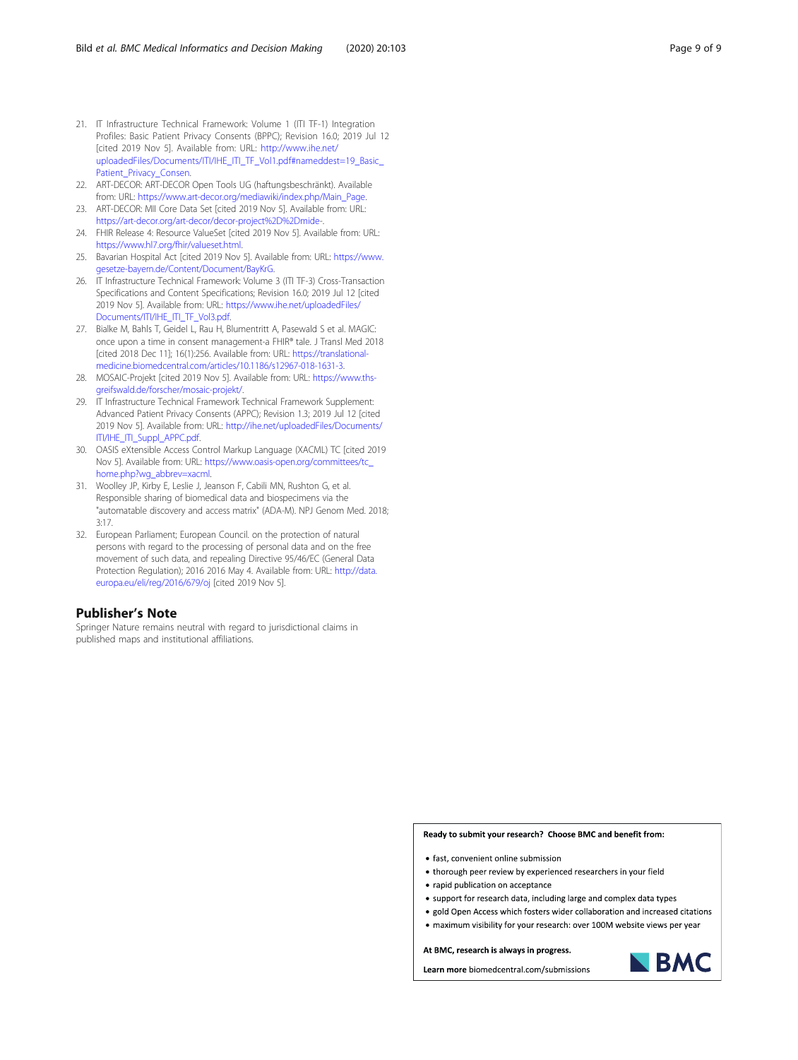21. IT Infrastructure Technical Framework: Volume 1 (ITI TF-1) Integration Profiles: Basic Patient Privacy Consents (BPPC); Revision 16.0; 2019 Jul 12 [cited 2019 Nov 5]. Available from: URL: http://www.ihe.net/uploadedFiles/Documents/ITI/IHE_ITI_TF_Vol1.pdf#nameddest=19_Basic_Patient_Privacy_Consen.
22. ART-DECOR: ART-DECOR Open Tools UG (haftungsbeschränkt). Available from: URL: https://www.art-decor.org/mediawiki/index.php/Main_Page.
23. ART-DECOR: MII Core Data Set [cited 2019 Nov 5]. Available from: URL: https://art-decor.org/art-decor/decor-project%2D%2Dmide-.
24. FHIR Release 4: Resource ValueSet [cited 2019 Nov 5]. Available from: URL: https://www.hl7.org/fhir/valueset.html.
25. Bavarian Hospital Act [cited 2019 Nov 5]. Available from: URL: https://www.gesetze-bayern.de/Content/Document/BayKrG.
26. IT Infrastructure Technical Framework: Volume 3 (ITI TF-3) Cross-Transaction Specifications and Content Specifications; Revision 16.0; 2019 Jul 12 [cited 2019 Nov 5]. Available from: URL: https://www.ihe.net/uploadedFiles/Documents/ITI/IHE_ITI_TF_Vol3.pdf.
27. Bialke M, Bahls T, Geidel L, Rau H, Blumentritt A, Pasewald S et al. MAGIC: once upon a time in consent management-a FHIR® tale. J Transl Med 2018 [cited 2018 Dec 11]; 16(1):256. Available from: URL: https://translational-medicine.biomedcentral.com/articles/10.1186/s12967-018-1631-3.
28. MOSAIC-Projekt [cited 2019 Nov 5]. Available from: URL: https://www.ths-greifswald.de/forscher/mosaic-projekt/.
29. IT Infrastructure Technical Framework Technical Framework Supplement: Advanced Patient Privacy Consents (APPC); Revision 1.3; 2019 Jul 12 [cited 2019 Nov 5]. Available from: URL: http://ihe.net/uploadedFiles/Documents/ITI/IHE_ITI_Suppl_APPC.pdf.
30. OASIS eXtensible Access Control Markup Language (XACML) TC [cited 2019 Nov 5]. Available from: URL: https://www.oasis-open.org/committees/tc_home.php?wg_abbrev=xacml.
31. Woolley JP, Kirby E, Leslie J, Jeanson F, Cabili MN, Rushton G, et al. Responsible sharing of biomedical data and biospecimens via the "automatable discovery and access matrix" (ADA-M). NPJ Genom Med. 2018; 3:17.
32. European Parliament; European Council. on the protection of natural persons with regard to the processing of personal data and on the free movement of such data, and repealing Directive 95/46/EC (General Data Protection Regulation); 2016 2016 May 4. Available from: URL: http://data.europa.eu/eli/reg/2016/679/oj [cited 2019 Nov 5].

## Publisher's Note

Springer Nature remains neutral with regard to jurisdictional claims in published maps and institutional affiliations.

**Ready to submit your research? Choose BMC and benefit from:**

- fast, convenient online submission
- thorough peer review by experienced researchers in your field
- rapid publication on acceptance
- support for research data, including large and complex data types
- gold Open Access which fosters wider collaboration and increased citations
- maximum visibility for your research: over 100M website views per year

**At BMC, research is always in progress.**

**Learn more** biomedcentral.com/submissions

BMC